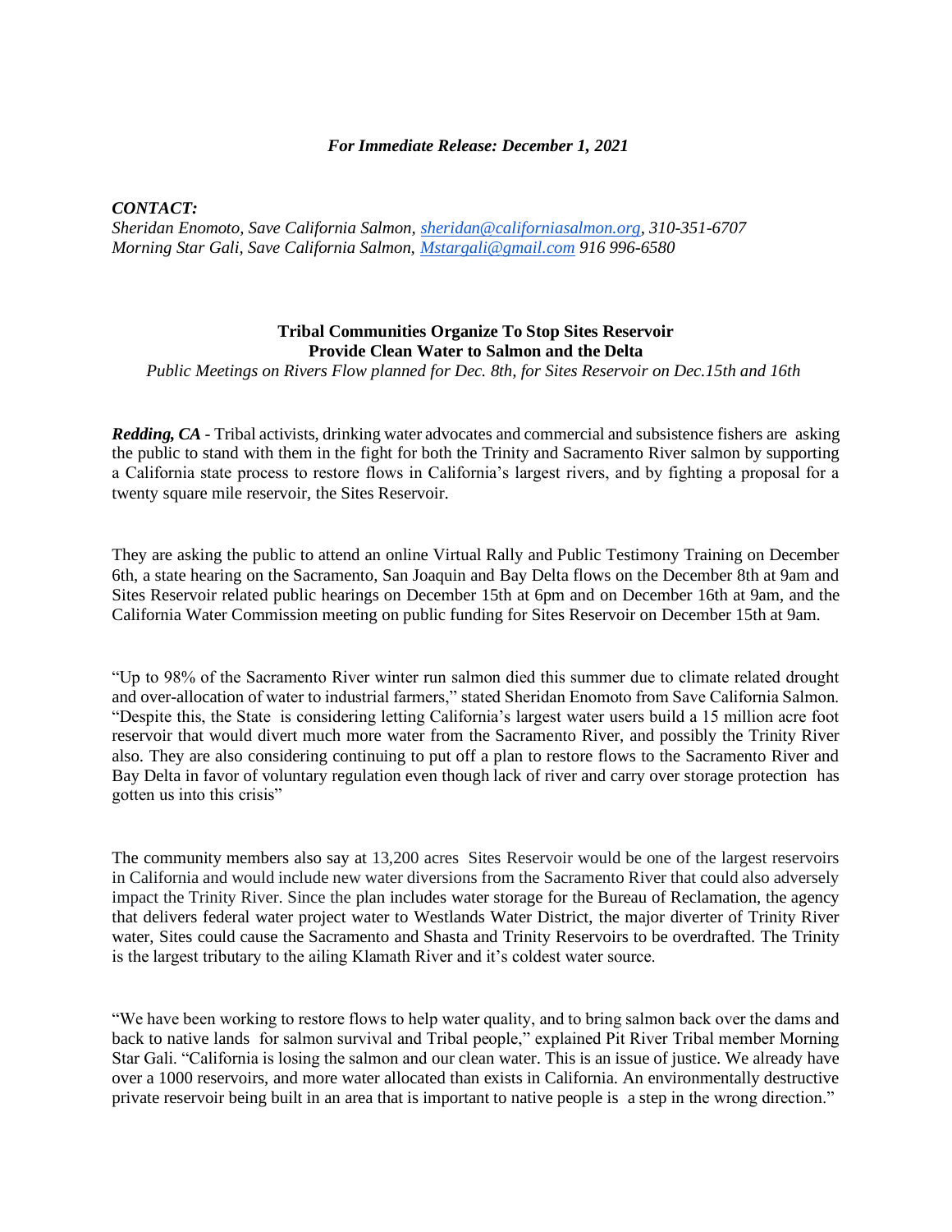*For Immediate Release: December 1, 2021*

***CONTACT:***
*Sheridan Enomoto, Save California Salmon, [sheridan@californiasalmon.org](mailto:sheridan@californiasalmon.org), 310-351-6707*
*Morning Star Gali, Save California Salmon, [Mstargali@gmail.com](mailto:Mstargali@gmail.com) 916 996-6580*

**Tribal Communities Organize To Stop Sites Reservoir**
**Provide Clean Water to Salmon and the Delta**
*Public Meetings on Rivers Flow planned for Dec. 8th, for Sites Reservoir on Dec.15th and 16th*

***Redding, CA*** - Tribal activists, drinking water advocates and commercial and subsistence fishers are asking the public to stand with them in the fight for both the Trinity and Sacramento River salmon by supporting a California state process to restore flows in California's largest rivers, and by fighting a proposal for a twenty square mile reservoir, the Sites Reservoir.

They are asking the public to attend an online Virtual Rally and Public Testimony Training on December 6th, a state hearing on the Sacramento, San Joaquin and Bay Delta flows on the December 8th at 9am and Sites Reservoir related public hearings on December 15th at 6pm and on December 16th at 9am, and the California Water Commission meeting on public funding for Sites Reservoir on December 15th at 9am.

"Up to 98% of the Sacramento River winter run salmon died this summer due to climate related drought and over-allocation of water to industrial farmers," stated Sheridan Enomoto from Save California Salmon. "Despite this, the State is considering letting California's largest water users build a 15 million acre foot reservoir that would divert much more water from the Sacramento River, and possibly the Trinity River also. They are also considering continuing to put off a plan to restore flows to the Sacramento River and Bay Delta in favor of voluntary regulation even though lack of river and carry over storage protection has gotten us into this crisis"

The community members also say at 13,200 acres Sites Reservoir would be one of the largest reservoirs in California and would include new water diversions from the Sacramento River that could also adversely impact the Trinity River. Since the plan includes water storage for the Bureau of Reclamation, the agency that delivers federal water project water to Westlands Water District, the major diverter of Trinity River water, Sites could cause the Sacramento and Shasta and Trinity Reservoirs to be overdrafted. The Trinity is the largest tributary to the ailing Klamath River and it's coldest water source.

"We have been working to restore flows to help water quality, and to bring salmon back over the dams and back to native lands for salmon survival and Tribal people," explained Pit River Tribal member Morning Star Gali. "California is losing the salmon and our clean water. This is an issue of justice. We already have over a 1000 reservoirs, and more water allocated than exists in California. An environmentally destructive private reservoir being built in an area that is important to native people is a step in the wrong direction."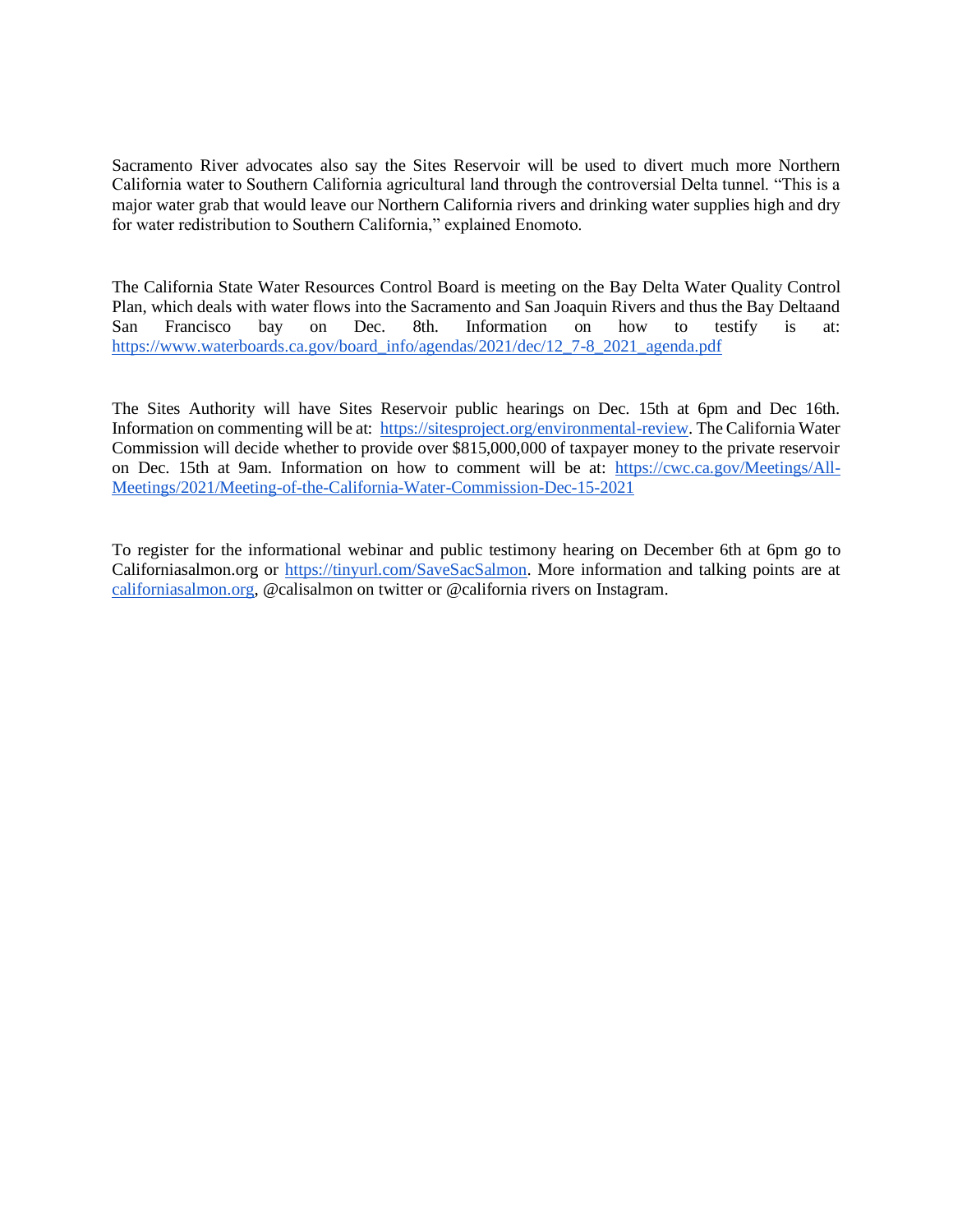Sacramento River advocates also say the Sites Reservoir will be used to divert much more Northern California water to Southern California agricultural land through the controversial Delta tunnel. "This is a major water grab that would leave our Northern California rivers and drinking water supplies high and dry for water redistribution to Southern California," explained Enomoto.

The California State Water Resources Control Board is meeting on the Bay Delta Water Quality Control Plan, which deals with water flows into the Sacramento and San Joaquin Rivers and thus the Bay Deltaand San Francisco bay on Dec. 8th. Information on how to testify is at: https://www.waterboards.ca.gov/board_info/agendas/2021/dec/12_7-8_2021_agenda.pdf

The Sites Authority will have Sites Reservoir public hearings on Dec. 15th at 6pm and Dec 16th. Information on commenting will be at: https://sitesproject.org/environmental-review. The California Water Commission will decide whether to provide over $815,000,000 of taxpayer money to the private reservoir on Dec. 15th at 9am. Information on how to comment will be at: https://cwc.ca.gov/Meetings/All-Meetings/2021/Meeting-of-the-California-Water-Commission-Dec-15-2021

To register for the informational webinar and public testimony hearing on December 6th at 6pm go to Californiasalmon.org or https://tinyurl.com/SaveSacSalmon. More information and talking points are at californiasalmon.org, @calisalmon on twitter or @california rivers on Instagram.